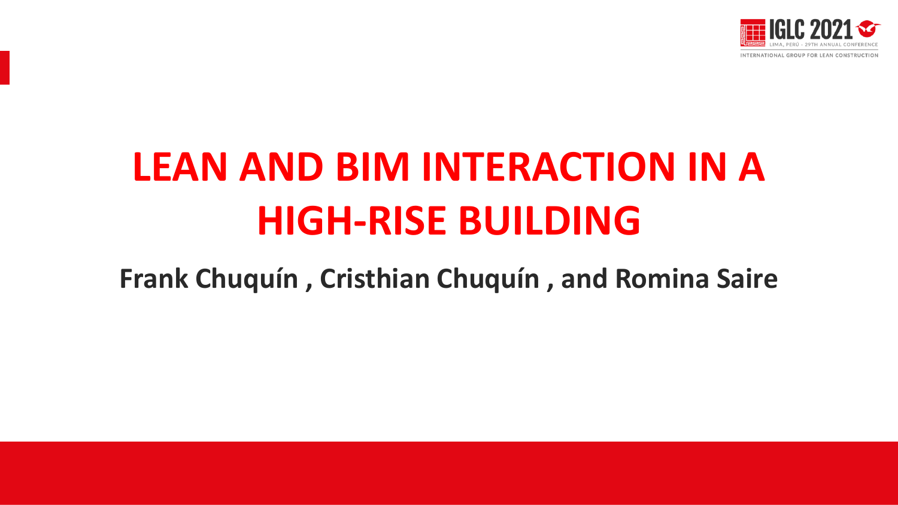# LEAN AND BIM INTERACTION IN A HIGH-RISE BUILDING

**Frank Chuquín , Cristhian Chuquín , and Romina Saire**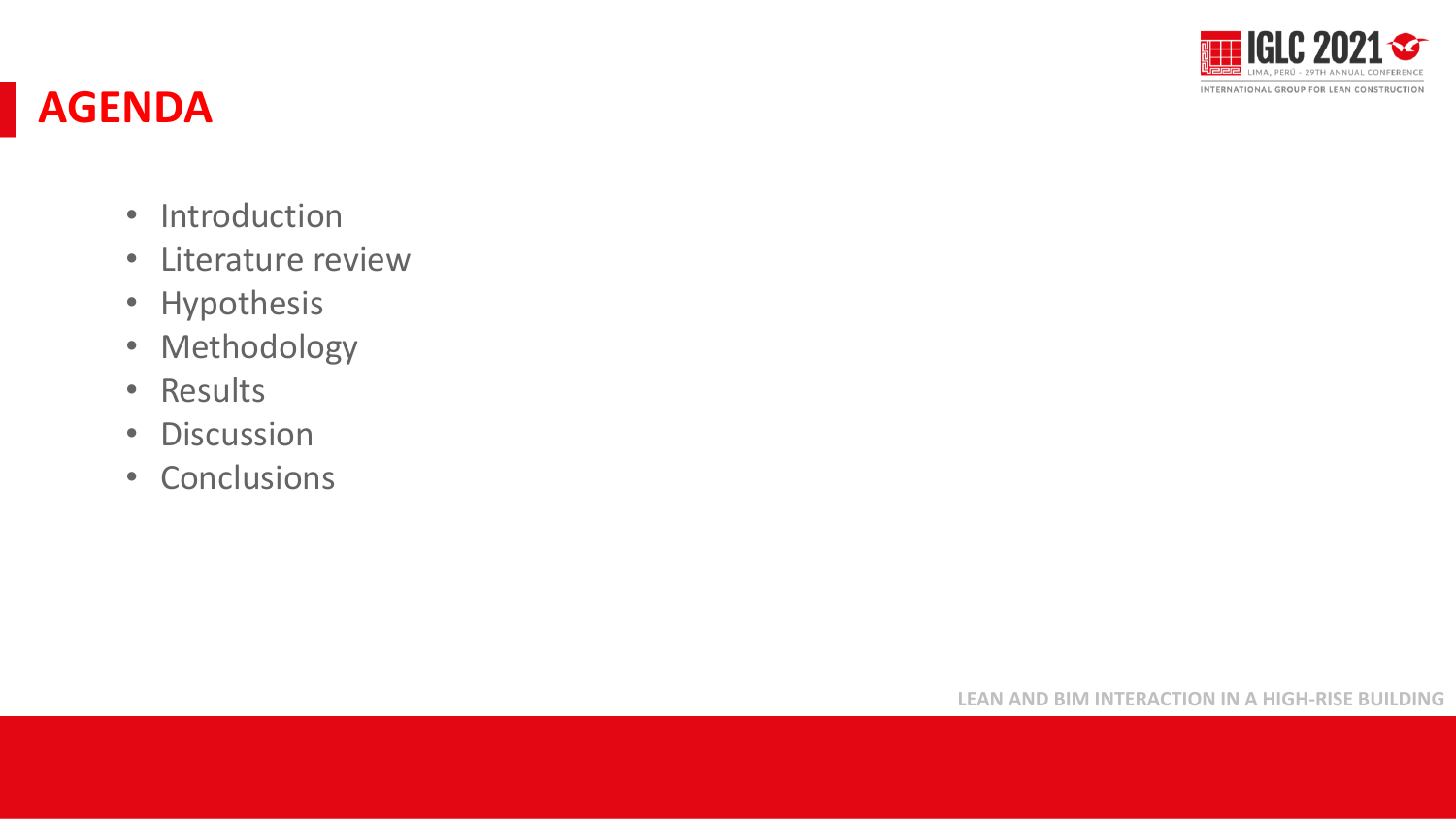# AGENDA

- Introduction
- Literature review
- Hypothesis
- Methodology
- Results
- Discussion
- Conclusions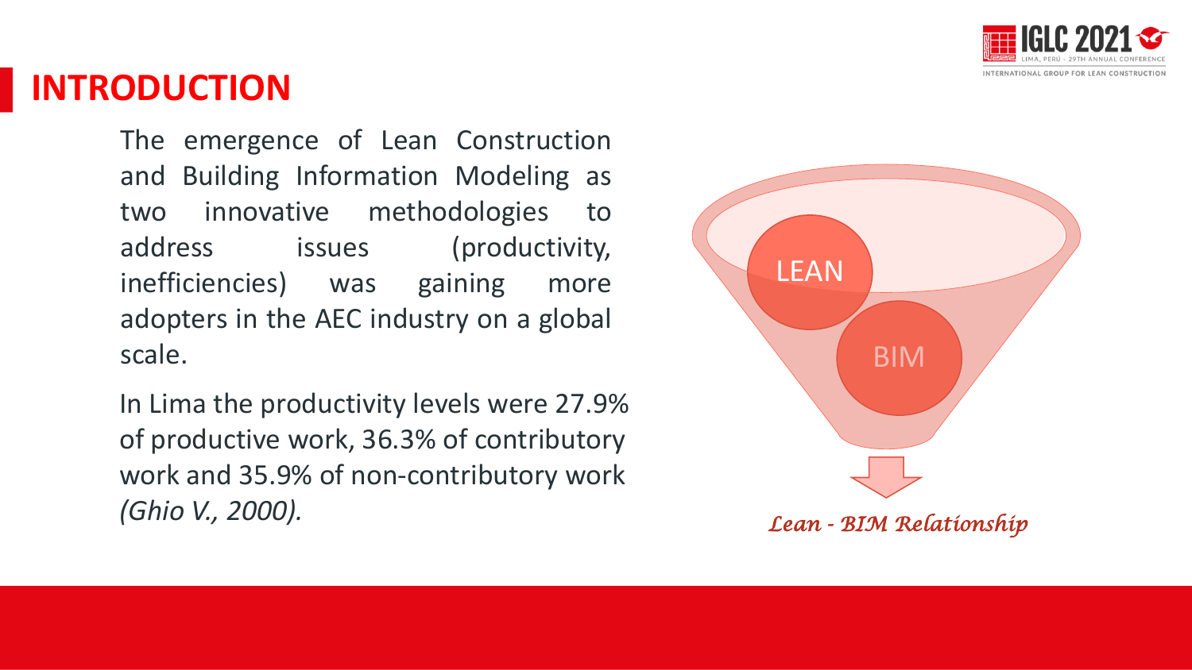# INTRODUCTION

The emergence of Lean Construction and Building Information Modeling as two innovative methodologies to address issues (productivity, inefficiencies) was gaining more adopters in the AEC industry on a global scale.

In Lima the productivity levels were 27.9% of productive work, 36.3% of contributory work and 35.9% of non-contributory work *(Ghio V., 2000).*

LEAN

BIM

*Lean - BIM Relationship*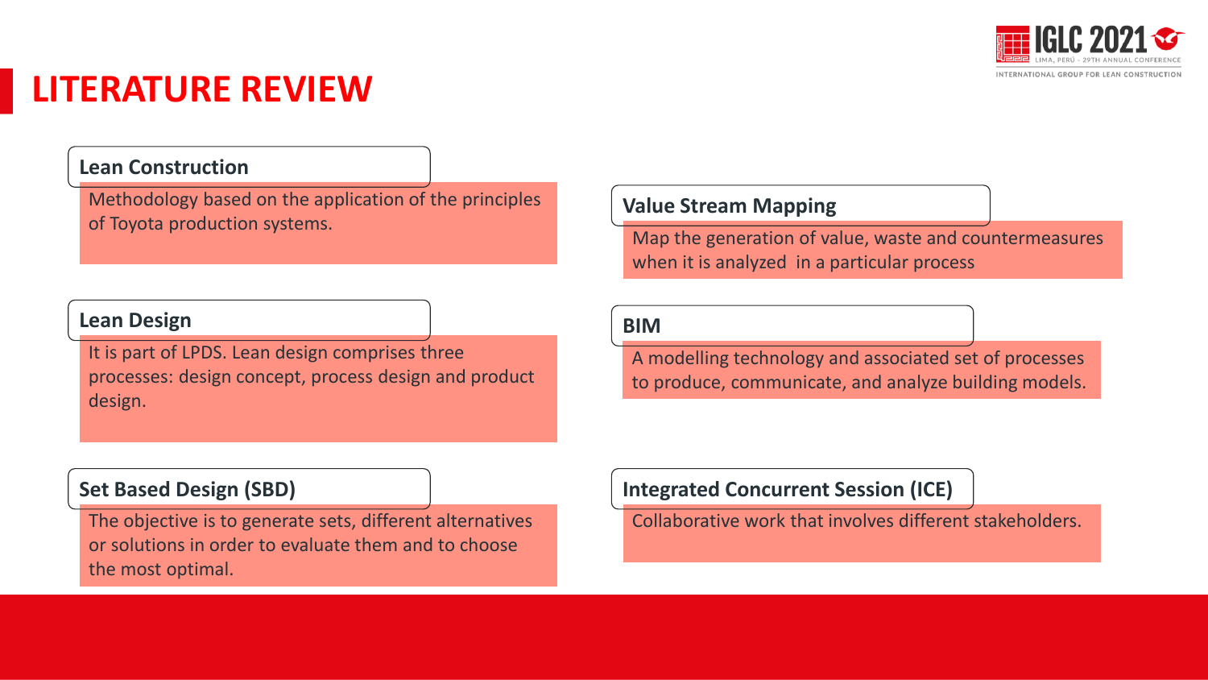# LITERATURE REVIEW

**Lean Construction**

Methodology based on the application of the principles of Toyota production systems.

**Lean Design**

It is part of LPDS. Lean design comprises three processes: design concept, process design and product design.

**Set Based Design (SBD)**

The objective is to generate sets, different alternatives or solutions in order to evaluate them and to choose the most optimal.

**Value Stream Mapping**

Map the generation of value, waste and countermeasures when it is analyzed in a particular process

**BIM**

A modelling technology and associated set of processes to produce, communicate, and analyze building models.

**Integrated Concurrent Session (ICE)**

Collaborative work that involves different stakeholders.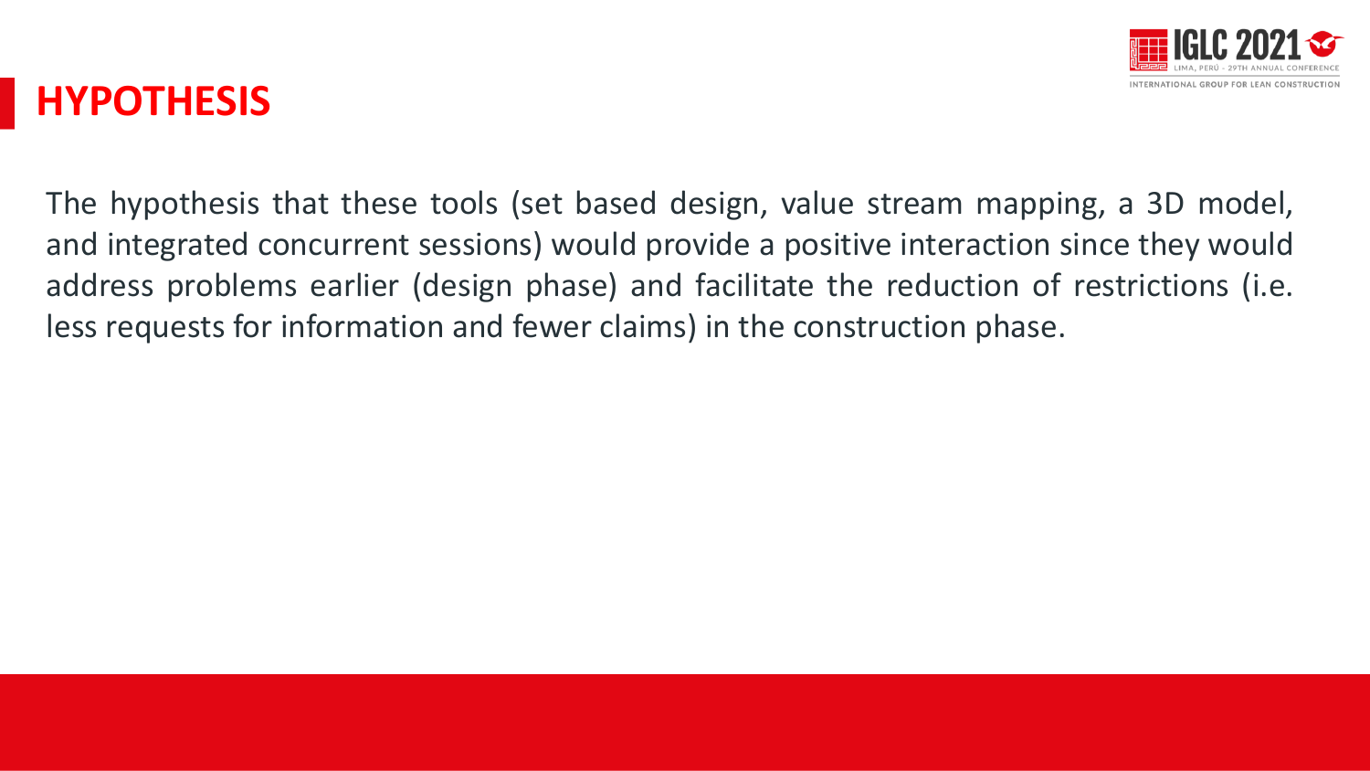# HYPOTHESIS

The hypothesis that these tools (set based design, value stream mapping, a 3D model, and integrated concurrent sessions) would provide a positive interaction since they would address problems earlier (design phase) and facilitate the reduction of restrictions (i.e. less requests for information and fewer claims) in the construction phase.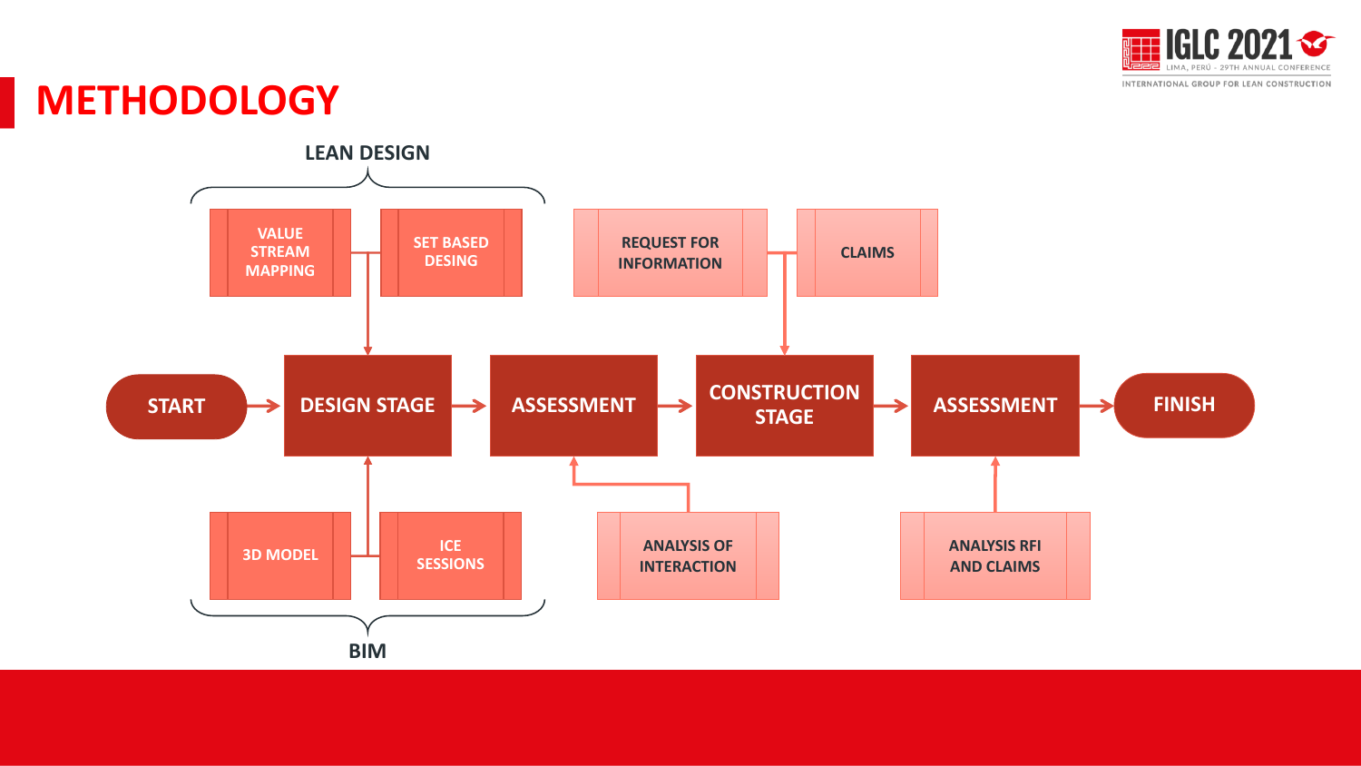# METHODOLOGY

**LEAN DESIGN**

- VALUE STREAM MAPPING
- SET BASED DESING

START → DESIGN STAGE → ASSESSMENT → CONSTRUCTION STAGE → ASSESSMENT → FINISH

- REQUEST FOR INFORMATION
- CLAIMS

- 3D MODEL
- ICE SESSIONS

**BIM**

- ANALYSIS OF INTERACTION
- ANALYSIS RFI AND CLAIMS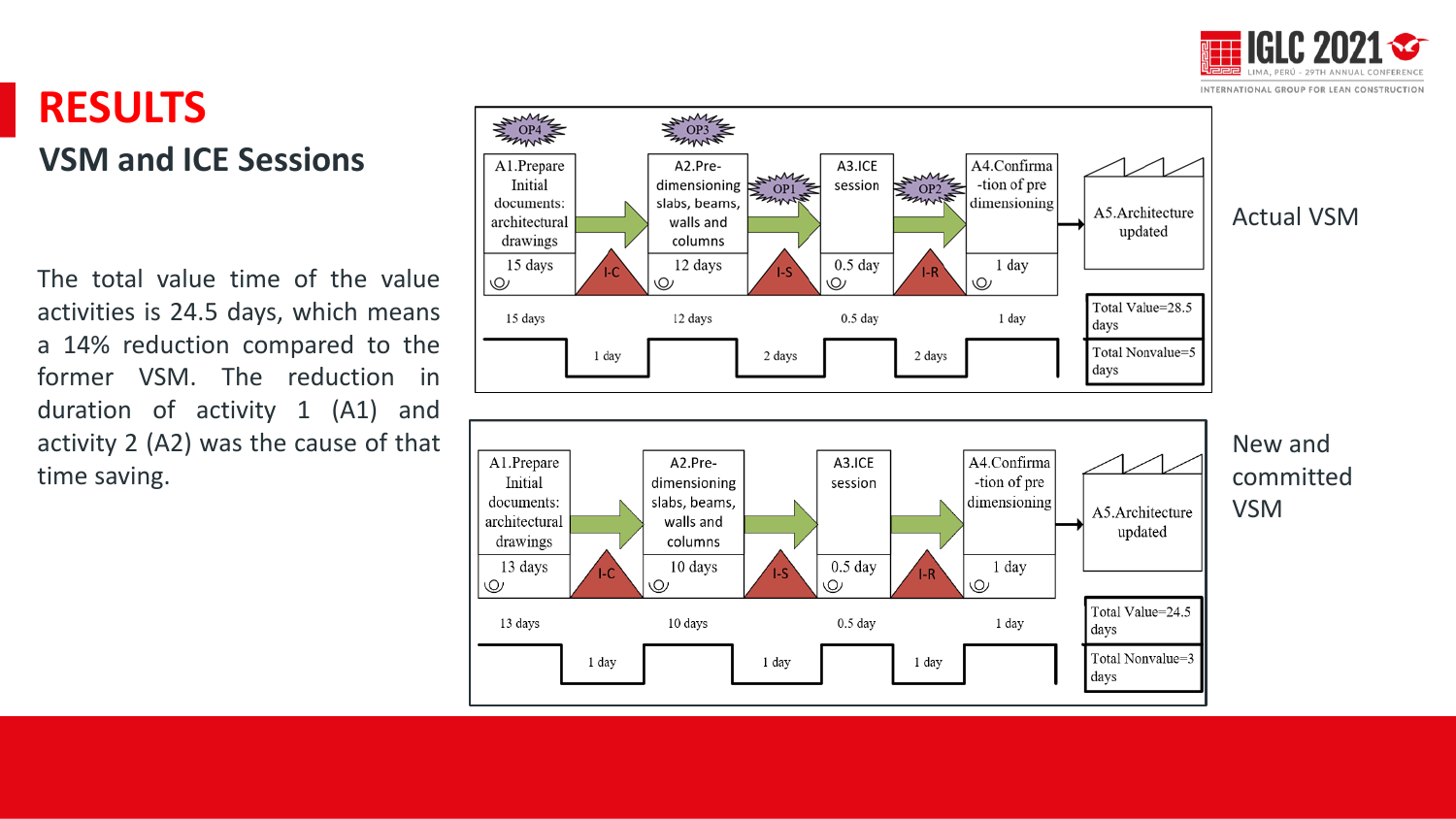# RESULTS

## VSM and ICE Sessions

The total value time of the value activities is 24.5 days, which means a 14% reduction compared to the former VSM. The reduction in duration of activity 1 (A1) and activity 2 (A2) was the cause of that time saving.

**Actual VSM**

| Activity | Duration | Wait before next |
|---|---|---|
| A1. Prepare Initial documents: architectural drawings (OP4) | 15 days | 1 day (I-C) |
| A2. Pre-dimensioning slabs, beams, walls and columns (OP3) | 12 days | 2 days (I-S, OP1) |
| A3. ICE session | 0.5 day | 2 days (I-R, OP2) |
| A4. Confirmation of pre dimensioning | 1 day | |
| A5. Architecture updated | | |

Total Value=28.5 days
Total Nonvalue=5 days

**New and committed VSM**

| Activity | Duration | Wait before next |
|---|---|---|
| A1. Prepare Initial documents: architectural drawings | 13 days | 1 day (I-C) |
| A2. Pre-dimensioning slabs, beams, walls and columns | 10 days | 1 day (I-S) |
| A3. ICE session | 0.5 day | 1 day (I-R) |
| A4. Confirmation of pre dimensioning | 1 day | |
| A5. Architecture updated | | |

Total Value=24.5 days
Total Nonvalue=3 days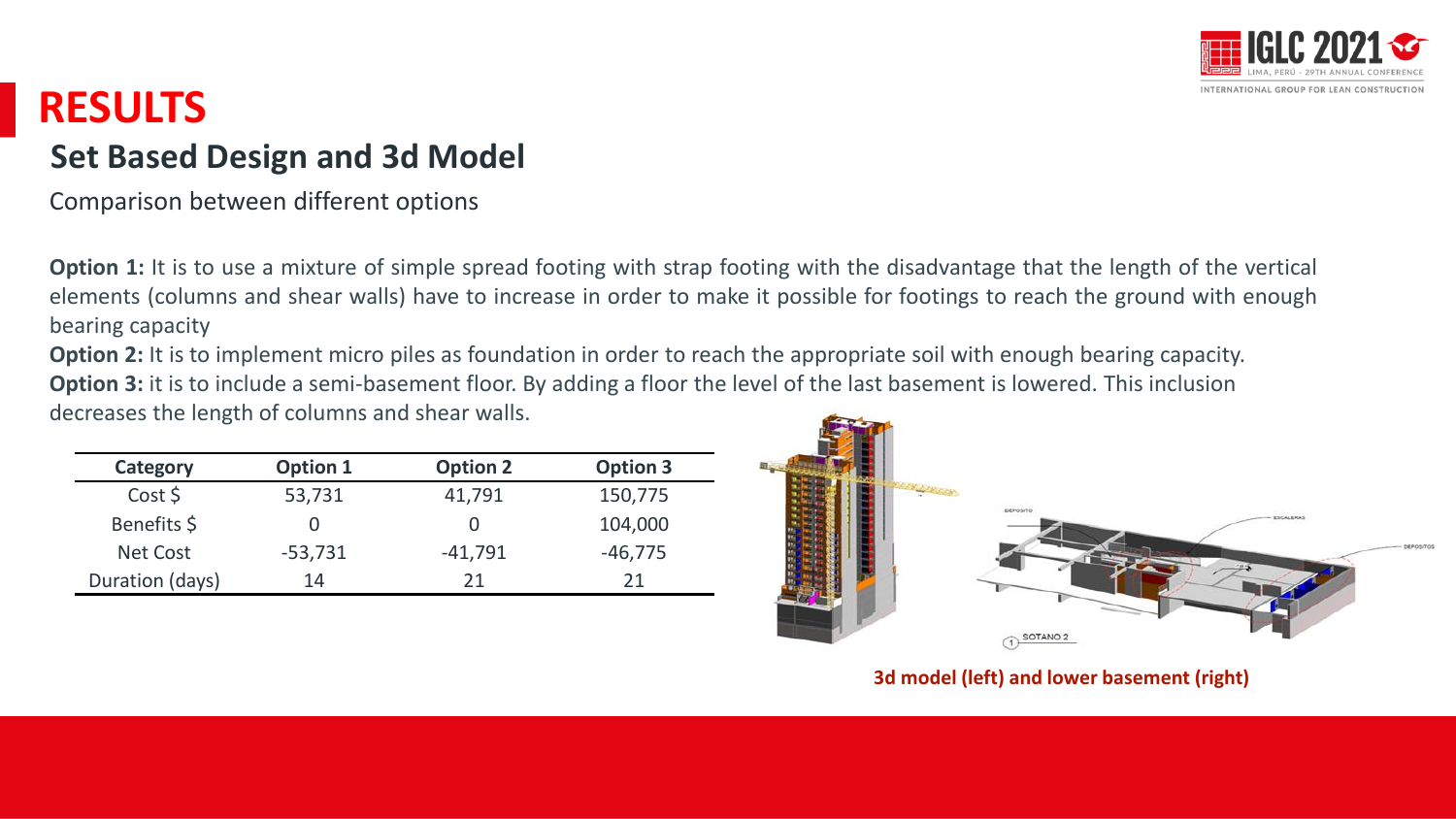# RESULTS

## Set Based Design and 3d Model

Comparison between different options

**Option 1:** It is to use a mixture of simple spread footing with strap footing with the disadvantage that the length of the vertical elements (columns and shear walls) have to increase in order to make it possible for footings to reach the ground with enough bearing capacity

**Option 2:** It is to implement micro piles as foundation in order to reach the appropriate soil with enough bearing capacity.

**Option 3:** it is to include a semi-basement floor. By adding a floor the level of the last basement is lowered. This inclusion decreases the length of columns and shear walls.

| Category | Option 1 | Option 2 | Option 3 |
|---|---|---|---|
| Cost $ | 53,731 | 41,791 | 150,775 |
| Benefits $ | 0 | 0 | 104,000 |
| Net Cost | -53,731 | -41,791 | -46,775 |
| Duration (days) | 14 | 21 | 21 |

3d model (left) and lower basement (right)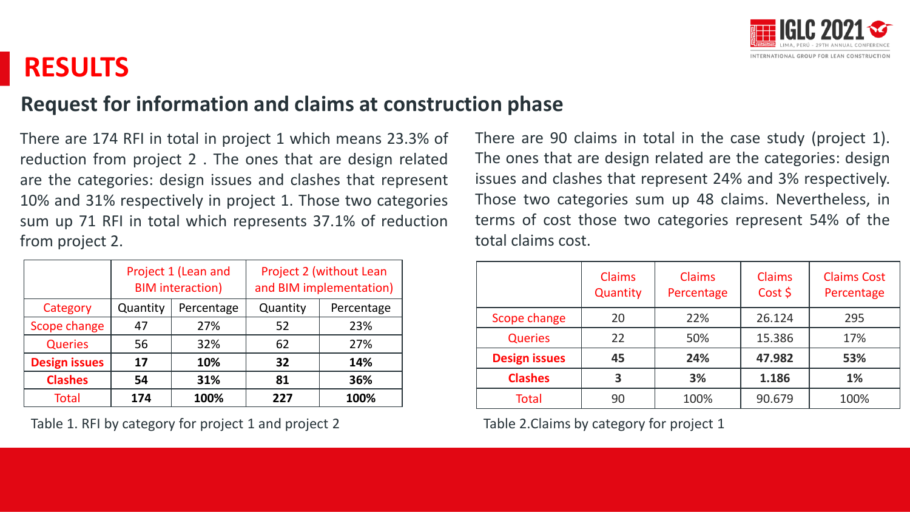# RESULTS

## Request for information and claims at construction phase

There are 174 RFI in total in project 1 which means 23.3% of reduction from project 2 . The ones that are design related are the categories: design issues and clashes that represent 10% and 31% respectively in project 1. Those two categories sum up 71 RFI in total which represents 37.1% of reduction from project 2.

| | Project 1 (Lean and BIM interaction) | | Project 2 (without Lean and BIM implementation) | |
|---|---|---|---|---|
| Category | Quantity | Percentage | Quantity | Percentage |
| Scope change | 47 | 27% | 52 | 23% |
| Queries | 56 | 32% | 62 | 27% |
| **Design issues** | **17** | **10%** | **32** | **14%** |
| **Clashes** | **54** | **31%** | **81** | **36%** |
| Total | **174** | **100%** | **227** | **100%** |

Table 1. RFI by category for project 1 and project 2

There are 90 claims in total in the case study (project 1). The ones that are design related are the categories: design issues and clashes that represent 24% and 3% respectively. Those two categories sum up 48 claims. Nevertheless, in terms of cost those two categories represent 54% of the total claims cost.

| | Claims Quantity | Claims Percentage | Claims Cost $ | Claims Cost Percentage |
|---|---|---|---|---|
| Scope change | 20 | 22% | 26.124 | 295 |
| Queries | 22 | 50% | 15.386 | 17% |
| **Design issues** | **45** | **24%** | **47.982** | **53%** |
| **Clashes** | **3** | **3%** | **1.186** | **1%** |
| Total | 90 | 100% | 90.679 | 100% |

Table 2.Claims by category for project 1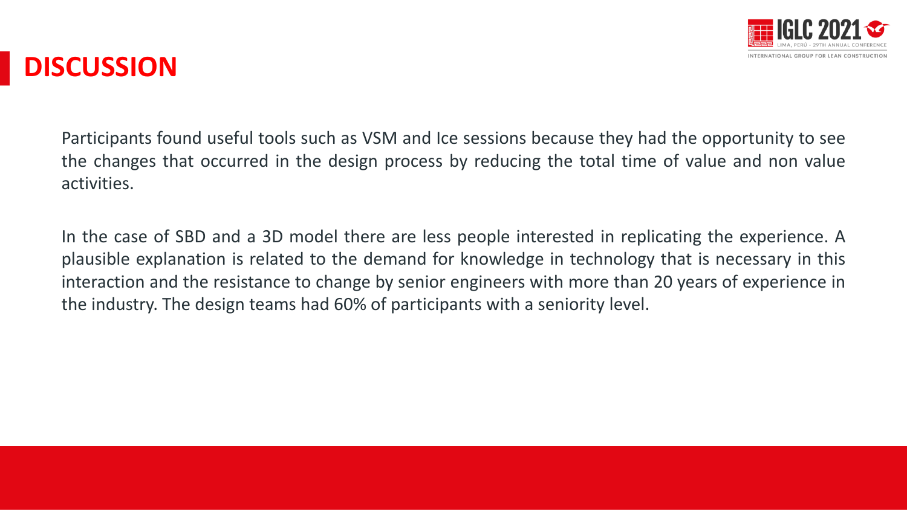# DISCUSSION

Participants found useful tools such as VSM and Ice sessions because they had the opportunity to see the changes that occurred in the design process by reducing the total time of value and non value activities.

In the case of SBD and a 3D model there are less people interested in replicating the experience. A plausible explanation is related to the demand for knowledge in technology that is necessary in this interaction and the resistance to change by senior engineers with more than 20 years of experience in the industry. The design teams had 60% of participants with a seniority level.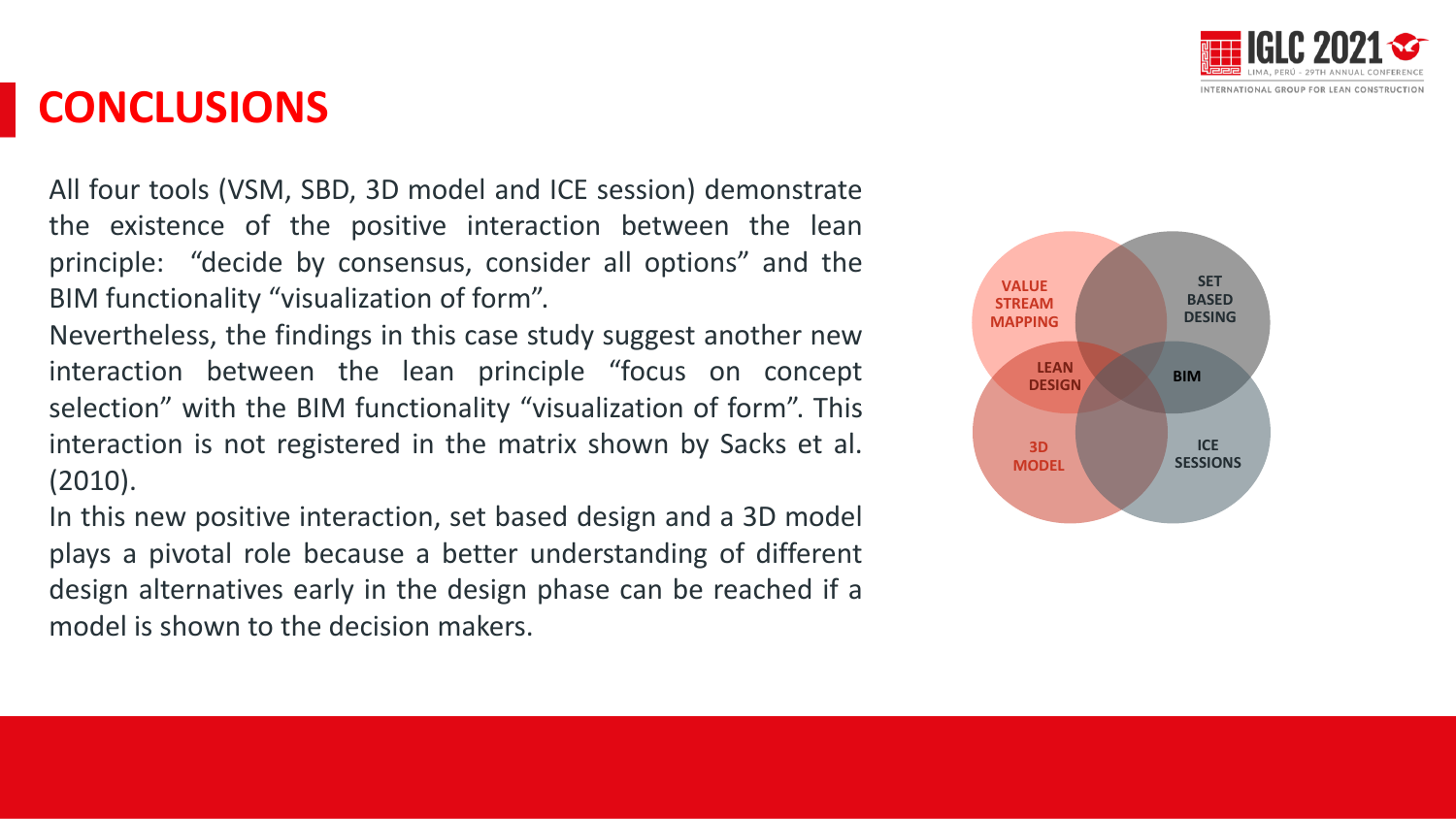# CONCLUSIONS

All four tools (VSM, SBD, 3D model and ICE session) demonstrate the existence of the positive interaction between the lean principle: "decide by consensus, consider all options" and the BIM functionality "visualization of form".

Nevertheless, the findings in this case study suggest another new interaction between the lean principle "focus on concept selection" with the BIM functionality "visualization of form". This interaction is not registered in the matrix shown by Sacks et al. (2010).

In this new positive interaction, set based design and a 3D model plays a pivotal role because a better understanding of different design alternatives early in the design phase can be reached if a model is shown to the decision makers.

VALUE STREAM MAPPING

SET BASED DESING

LEAN DESIGN

BIM

3D MODEL

ICE SESSIONS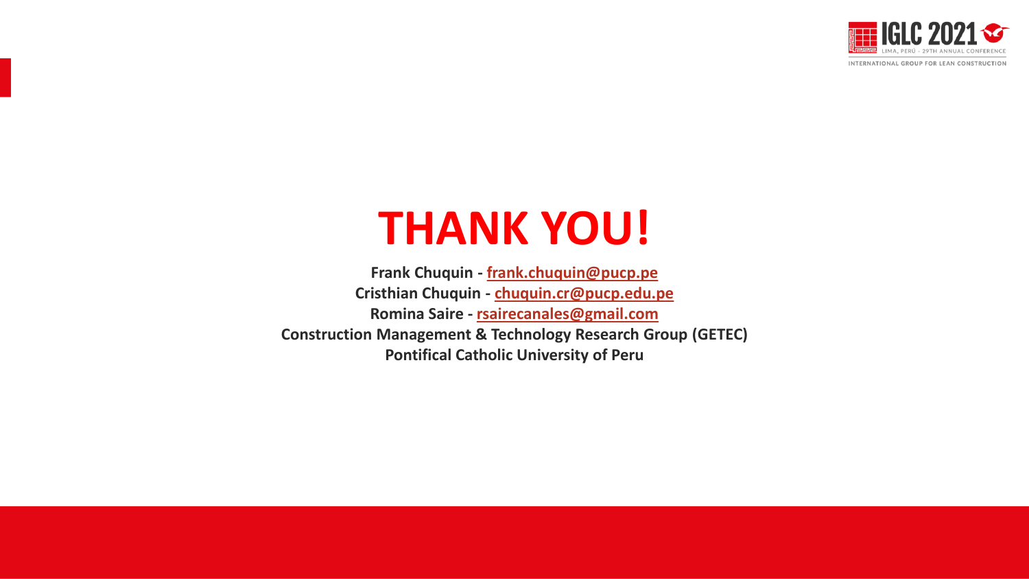# THANK YOU!

**Frank Chuquin - frank.chuquin@pucp.pe**
**Cristhian Chuquin - chuquin.cr@pucp.edu.pe**
**Romina Saire - rsairecanales@gmail.com**
**Construction Management & Technology Research Group (GETEC)**
**Pontifical Catholic University of Peru**